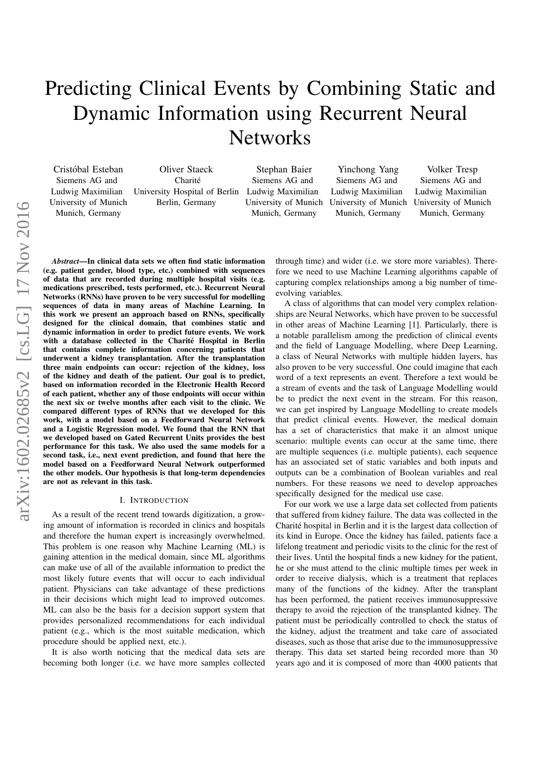# Predicting Clinical Events by Combining Static and Dynamic Information using Recurrent Neural Networks

Cristóbal Esteban
Siemens AG and
Ludwig Maximilian
University of Munich
Munich, Germany

Oliver Staeck
Charité
University Hospital of Berlin
Berlin, Germany

Stephan Baier
Siemens AG and
Ludwig Maximilian
University of Munich
Munich, Germany

Yinchong Yang
Siemens AG and
Ludwig Maximilian
University of Munich
Munich, Germany

Volker Tresp
Siemens AG and
Ludwig Maximilian
University of Munich
Munich, Germany

***Abstract*—In clinical data sets we often find static information (e.g. patient gender, blood type, etc.) combined with sequences of data that are recorded during multiple hospital visits (e.g. medications prescribed, tests performed, etc.). Recurrent Neural Networks (RNNs) have proven to be very successful for modelling sequences of data in many areas of Machine Learning. In this work we present an approach based on RNNs, specifically designed for the clinical domain, that combines static and dynamic information in order to predict future events. We work with a database collected in the Charité Hospital in Berlin that contains complete information concerning patients that underwent a kidney transplantation. After the transplantation three main endpoints can occur: rejection of the kidney, loss of the kidney and death of the patient. Our goal is to predict, based on information recorded in the Electronic Health Record of each patient, whether any of those endpoints will occur within the next six or twelve months after each visit to the clinic. We compared different types of RNNs that we developed for this work, with a model based on a Feedforward Neural Network and a Logistic Regression model. We found that the RNN that we developed based on Gated Recurrent Units provides the best performance for this task. We also used the same models for a second task, i.e., next event prediction, and found that here the model based on a Feedforward Neural Network outperformed the other models. Our hypothesis is that long-term dependencies are not as relevant in this task.**

## I. Introduction

As a result of the recent trend towards digitization, a growing amount of information is recorded in clinics and hospitals and therefore the human expert is increasingly overwhelmed. This problem is one reason why Machine Learning (ML) is gaining attention in the medical domain, since ML algorithms can make use of all of the available information to predict the most likely future events that will occur to each individual patient. Physicians can take advantage of these predictions in their decisions which might lead to improved outcomes. ML can also be the basis for a decision support system that provides personalized recommendations for each individual patient (e.g., which is the most suitable medication, which procedure should be applied next, etc.).

It is also worth noticing that the medical data sets are becoming both longer (i.e. we have more samples collected through time) and wider (i.e. we store more variables). Therefore we need to use Machine Learning algorithms capable of capturing complex relationships among a big number of time-evolving variables.

A class of algorithms that can model very complex relationships are Neural Networks, which have proven to be successful in other areas of Machine Learning [1]. Particularly, there is a notable parallelism among the prediction of clinical events and the field of Language Modelling, where Deep Learning, a class of Neural Networks with multiple hidden layers, has also proven to be very successful. One could imagine that each word of a text represents an event. Therefore a text would be a stream of events and the task of Language Modelling would be to predict the next event in the stream. For this reason, we can get inspired by Language Modelling to create models that predict clinical events. However, the medical domain has a set of characteristics that make it an almost unique scenario: multiple events can occur at the same time, there are multiple sequences (i.e. multiple patients), each sequence has an associated set of static variables and both inputs and outputs can be a combination of Boolean variables and real numbers. For these reasons we need to develop approaches specifically designed for the medical use case.

For our work we use a large data set collected from patients that suffered from kidney failure. The data was collected in the Charité hospital in Berlin and it is the largest data collection of its kind in Europe. Once the kidney has failed, patients face a lifelong treatment and periodic visits to the clinic for the rest of their lives. Until the hospital finds a new kidney for the patient, he or she must attend to the clinic multiple times per week in order to receive dialysis, which is a treatment that replaces many of the functions of the kidney. After the transplant has been performed, the patient receives immunosuppressive therapy to avoid the rejection of the transplanted kidney. The patient must be periodically controlled to check the status of the kidney, adjust the treatment and take care of associated diseases, such as those that arise due to the immunosuppressive therapy. This data set started being recorded more than 30 years ago and it is composed of more than 4000 patients that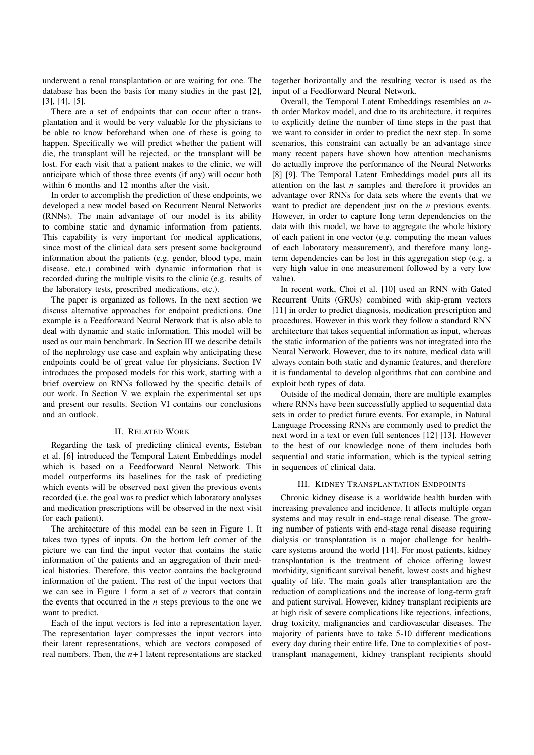underwent a renal transplantation or are waiting for one. The database has been the basis for many studies in the past [2], [3], [4], [5].

There are a set of endpoints that can occur after a transplantation and it would be very valuable for the physicians to be able to know beforehand when one of these is going to happen. Specifically we will predict whether the patient will die, the transplant will be rejected, or the transplant will be lost. For each visit that a patient makes to the clinic, we will anticipate which of those three events (if any) will occur both within 6 months and 12 months after the visit.

In order to accomplish the prediction of these endpoints, we developed a new model based on Recurrent Neural Networks (RNNs). The main advantage of our model is its ability to combine static and dynamic information from patients. This capability is very important for medical applications, since most of the clinical data sets present some background information about the patients (e.g. gender, blood type, main disease, etc.) combined with dynamic information that is recorded during the multiple visits to the clinic (e.g. results of the laboratory tests, prescribed medications, etc.).

The paper is organized as follows. In the next section we discuss alternative approaches for endpoint predictions. One example is a Feedforward Neural Network that is also able to deal with dynamic and static information. This model will be used as our main benchmark. In Section III we describe details of the nephrology use case and explain why anticipating these endpoints could be of great value for physicians. Section IV introduces the proposed models for this work, starting with a brief overview on RNNs followed by the specific details of our work. In Section V we explain the experimental set ups and present our results. Section VI contains our conclusions and an outlook.

## II. Related Work

Regarding the task of predicting clinical events, Esteban et al. [6] introduced the Temporal Latent Embeddings model which is based on a Feedforward Neural Network. This model outperforms its baselines for the task of predicting which events will be observed next given the previous events recorded (i.e. the goal was to predict which laboratory analyses and medication prescriptions will be observed in the next visit for each patient).

The architecture of this model can be seen in Figure 1. It takes two types of inputs. On the bottom left corner of the picture we can find the input vector that contains the static information of the patients and an aggregation of their medical histories. Therefore, this vector contains the background information of the patient. The rest of the input vectors that we can see in Figure 1 form a set of $n$ vectors that contain the events that occurred in the $n$ steps previous to the one we want to predict.

Each of the input vectors is fed into a representation layer. The representation layer compresses the input vectors into their latent representations, which are vectors composed of real numbers. Then, the $n+1$ latent representations are stacked together horizontally and the resulting vector is used as the input of a Feedforward Neural Network.

Overall, the Temporal Latent Embeddings resembles an $n$-th order Markov model, and due to its architecture, it requires to explicitly define the number of time steps in the past that we want to consider in order to predict the next step. In some scenarios, this constraint can actually be an advantage since many recent papers have shown how attention mechanisms do actually improve the performance of the Neural Networks [8] [9]. The Temporal Latent Embeddings model puts all its attention on the last $n$ samples and therefore it provides an advantage over RNNs for data sets where the events that we want to predict are dependent just on the $n$ previous events. However, in order to capture long term dependencies on the data with this model, we have to aggregate the whole history of each patient in one vector (e.g. computing the mean values of each laboratory measurement), and therefore many long-term dependencies can be lost in this aggregation step (e.g. a very high value in one measurement followed by a very low value).

In recent work, Choi et al. [10] used an RNN with Gated Recurrent Units (GRUs) combined with skip-gram vectors [11] in order to predict diagnosis, medication prescription and procedures. However in this work they follow a standard RNN architecture that takes sequential information as input, whereas the static information of the patients was not integrated into the Neural Network. However, due to its nature, medical data will always contain both static and dynamic features, and therefore it is fundamental to develop algorithms that can combine and exploit both types of data.

Outside of the medical domain, there are multiple examples where RNNs have been successfully applied to sequential data sets in order to predict future events. For example, in Natural Language Processing RNNs are commonly used to predict the next word in a text or even full sentences [12] [13]. However to the best of our knowledge none of them includes both sequential and static information, which is the typical setting in sequences of clinical data.

## III. Kidney Transplantation Endpoints

Chronic kidney disease is a worldwide health burden with increasing prevalence and incidence. It affects multiple organ systems and may result in end-stage renal disease. The growing number of patients with end-stage renal disease requiring dialysis or transplantation is a major challenge for healthcare systems around the world [14]. For most patients, kidney transplantation is the treatment of choice offering lowest morbidity, significant survival benefit, lowest costs and highest quality of life. The main goals after transplantation are the reduction of complications and the increase of long-term graft and patient survival. However, kidney transplant recipients are at high risk of severe complications like rejections, infections, drug toxicity, malignancies and cardiovascular diseases. The majority of patients have to take 5-10 different medications every day during their entire life. Due to complexities of post-transplant management, kidney transplant recipients should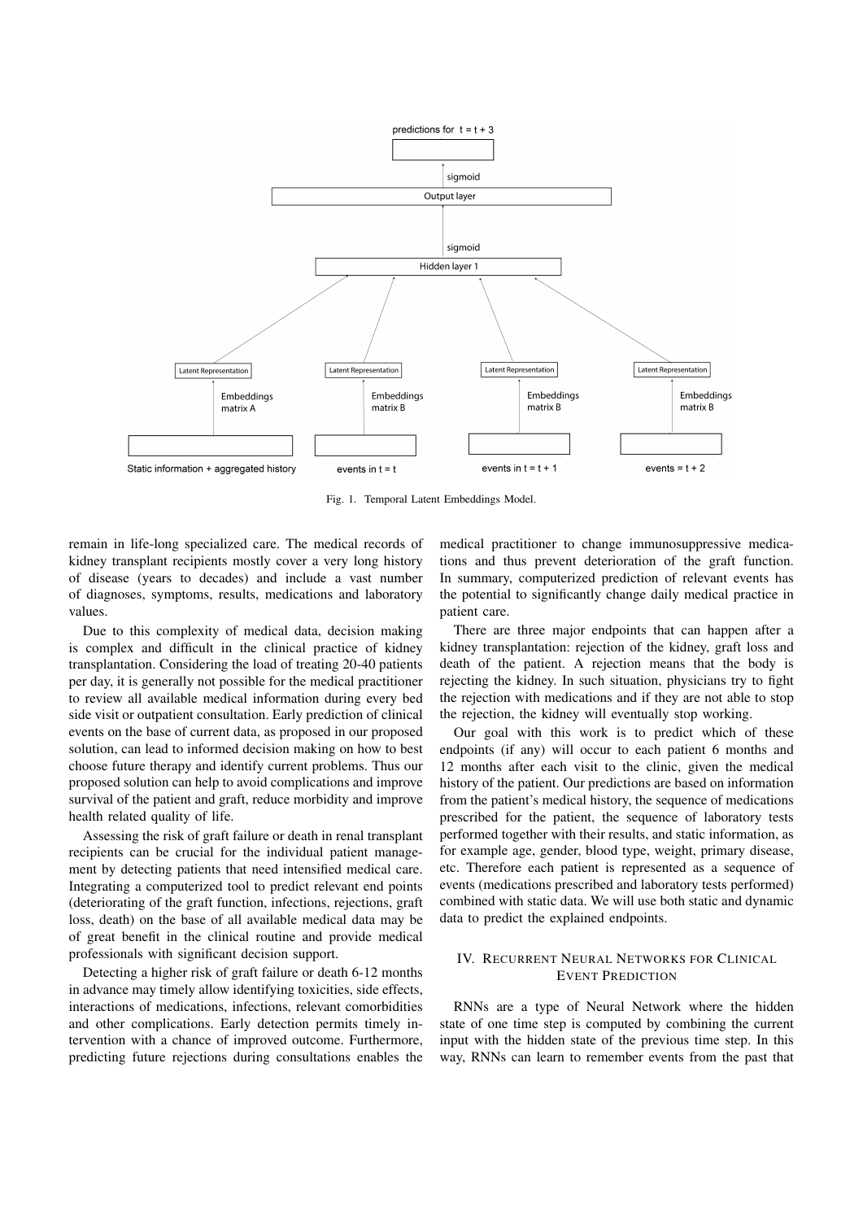Fig. 1. Temporal Latent Embeddings Model.

remain in life-long specialized care. The medical records of kidney transplant recipients mostly cover a very long history of disease (years to decades) and include a vast number of diagnoses, symptoms, results, medications and laboratory values.

Due to this complexity of medical data, decision making is complex and difficult in the clinical practice of kidney transplantation. Considering the load of treating 20-40 patients per day, it is generally not possible for the medical practitioner to review all available medical information during every bed side visit or outpatient consultation. Early prediction of clinical events on the base of current data, as proposed in our proposed solution, can lead to informed decision making on how to best choose future therapy and identify current problems. Thus our proposed solution can help to avoid complications and improve survival of the patient and graft, reduce morbidity and improve health related quality of life.

Assessing the risk of graft failure or death in renal transplant recipients can be crucial for the individual patient management by detecting patients that need intensified medical care. Integrating a computerized tool to predict relevant end points (deteriorating of the graft function, infections, rejections, graft loss, death) on the base of all available medical data may be of great benefit in the clinical routine and provide medical professionals with significant decision support.

Detecting a higher risk of graft failure or death 6-12 months in advance may timely allow identifying toxicities, side effects, interactions of medications, infections, relevant comorbidities and other complications. Early detection permits timely intervention with a chance of improved outcome. Furthermore, predicting future rejections during consultations enables the medical practitioner to change immunosuppressive medications and thus prevent deterioration of the graft function. In summary, computerized prediction of relevant events has the potential to significantly change daily medical practice in patient care.

There are three major endpoints that can happen after a kidney transplantation: rejection of the kidney, graft loss and death of the patient. A rejection means that the body is rejecting the kidney. In such situation, physicians try to fight the rejection with medications and if they are not able to stop the rejection, the kidney will eventually stop working.

Our goal with this work is to predict which of these endpoints (if any) will occur to each patient 6 months and 12 months after each visit to the clinic, given the medical history of the patient. Our predictions are based on information from the patient's medical history, the sequence of medications prescribed for the patient, the sequence of laboratory tests performed together with their results, and static information, as for example age, gender, blood type, weight, primary disease, etc. Therefore each patient is represented as a sequence of events (medications prescribed and laboratory tests performed) combined with static data. We will use both static and dynamic data to predict the explained endpoints.

## IV. Recurrent Neural Networks for Clinical Event Prediction

RNNs are a type of Neural Network where the hidden state of one time step is computed by combining the current input with the hidden state of the previous time step. In this way, RNNs can learn to remember events from the past that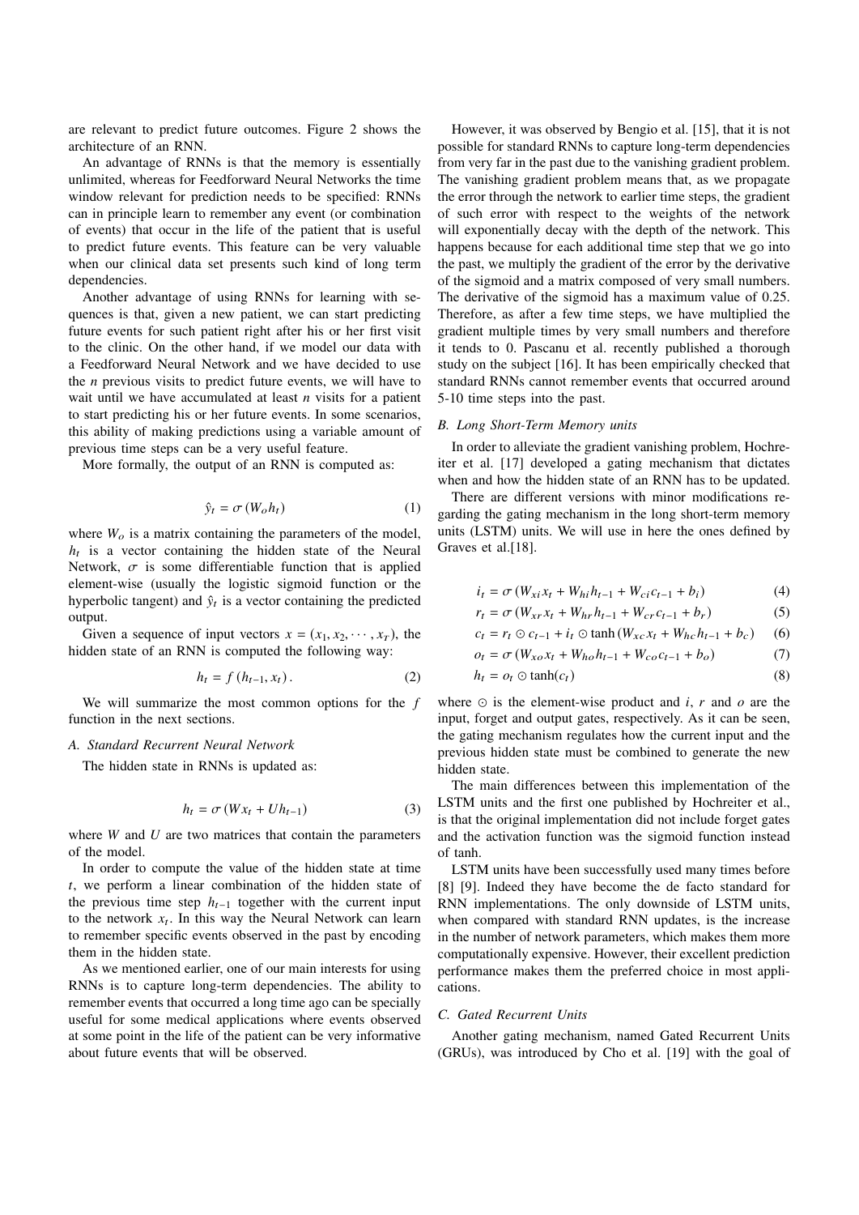are relevant to predict future outcomes. Figure 2 shows the architecture of an RNN.

An advantage of RNNs is that the memory is essentially unlimited, whereas for Feedforward Neural Networks the time window relevant for prediction needs to be specified: RNNs can in principle learn to remember any event (or combination of events) that occur in the life of the patient that is useful to predict future events. This feature can be very valuable when our clinical data set presents such kind of long term dependencies.

Another advantage of using RNNs for learning with sequences is that, given a new patient, we can start predicting future events for such patient right after his or her first visit to the clinic. On the other hand, if we model our data with a Feedforward Neural Network and we have decided to use the $n$ previous visits to predict future events, we will have to wait until we have accumulated at least $n$ visits for a patient to start predicting his or her future events. In some scenarios, this ability of making predictions using a variable amount of previous time steps can be a very useful feature.

More formally, the output of an RNN is computed as:

$$\hat{y}_t = \sigma\left(W_o h_t\right) \tag{1}$$

where $W_o$ is a matrix containing the parameters of the model, $h_t$ is a vector containing the hidden state of the Neural Network, $\sigma$ is some differentiable function that is applied element-wise (usually the logistic sigmoid function or the hyperbolic tangent) and $\hat{y}_t$ is a vector containing the predicted output.

Given a sequence of input vectors $x = (x_1, x_2, \cdots, x_T)$, the hidden state of an RNN is computed the following way:

$$h_t = f\left(h_{t-1}, x_t\right). \tag{2}$$

We will summarize the most common options for the $f$ function in the next sections.

### A. Standard Recurrent Neural Network

The hidden state in RNNs is updated as:

$$h_t = \sigma\left(W x_t + U h_{t-1}\right) \tag{3}$$

where $W$ and $U$ are two matrices that contain the parameters of the model.

In order to compute the value of the hidden state at time $t$, we perform a linear combination of the hidden state of the previous time step $h_{t-1}$ together with the current input to the network $x_t$. In this way the Neural Network can learn to remember specific events observed in the past by encoding them in the hidden state.

As we mentioned earlier, one of our main interests for using RNNs is to capture long-term dependencies. The ability to remember events that occurred a long time ago can be specially useful for some medical applications where events observed at some point in the life of the patient can be very informative about future events that will be observed.

However, it was observed by Bengio et al. [15], that it is not possible for standard RNNs to capture long-term dependencies from very far in the past due to the vanishing gradient problem. The vanishing gradient problem means that, as we propagate the error through the network to earlier time steps, the gradient of such error with respect to the weights of the network will exponentially decay with the depth of the network. This happens because for each additional time step that we go into the past, we multiply the gradient of the error by the derivative of the sigmoid and a matrix composed of very small numbers. The derivative of the sigmoid has a maximum value of 0.25. Therefore, as after a few time steps, we have multiplied the gradient multiple times by very small numbers and therefore it tends to 0. Pascanu et al. recently published a thorough study on the subject [16]. It has been empirically checked that standard RNNs cannot remember events that occurred around 5-10 time steps into the past.

### B. Long Short-Term Memory units

In order to alleviate the gradient vanishing problem, Hochreiter et al. [17] developed a gating mechanism that dictates when and how the hidden state of an RNN has to be updated.

There are different versions with minor modifications regarding the gating mechanism in the long short-term memory units (LSTM) units. We will use in here the ones defined by Graves et al.[18].

$$i_t = \sigma\left(W_{xi} x_t + W_{hi} h_{t-1} + W_{ci} c_{t-1} + b_i\right) \tag{4}$$

$$r_t = \sigma\left(W_{xr} x_t + W_{hr} h_{t-1} + W_{cr} c_{t-1} + b_r\right) \tag{5}$$

$$c_t = r_t \odot c_{t-1} + i_t \odot \tanh\left(W_{xc} x_t + W_{hc} h_{t-1} + b_c\right) \tag{6}$$

$$o_t = \sigma\left(W_{xo} x_t + W_{ho} h_{t-1} + W_{co} c_{t-1} + b_o\right) \tag{7}$$

$$h_t = o_t \odot \tanh(c_t) \tag{8}$$

where $\odot$ is the element-wise product and $i$, $r$ and $o$ are the input, forget and output gates, respectively. As it can be seen, the gating mechanism regulates how the current input and the previous hidden state must be combined to generate the new hidden state.

The main differences between this implementation of the LSTM units and the first one published by Hochreiter et al., is that the original implementation did not include forget gates and the activation function was the sigmoid function instead of tanh.

LSTM units have been successfully used many times before [8] [9]. Indeed they have become the de facto standard for RNN implementations. The only downside of LSTM units, when compared with standard RNN updates, is the increase in the number of network parameters, which makes them more computationally expensive. However, their excellent prediction performance makes them the preferred choice in most applications.

### C. Gated Recurrent Units

Another gating mechanism, named Gated Recurrent Units (GRUs), was introduced by Cho et al. [19] with the goal of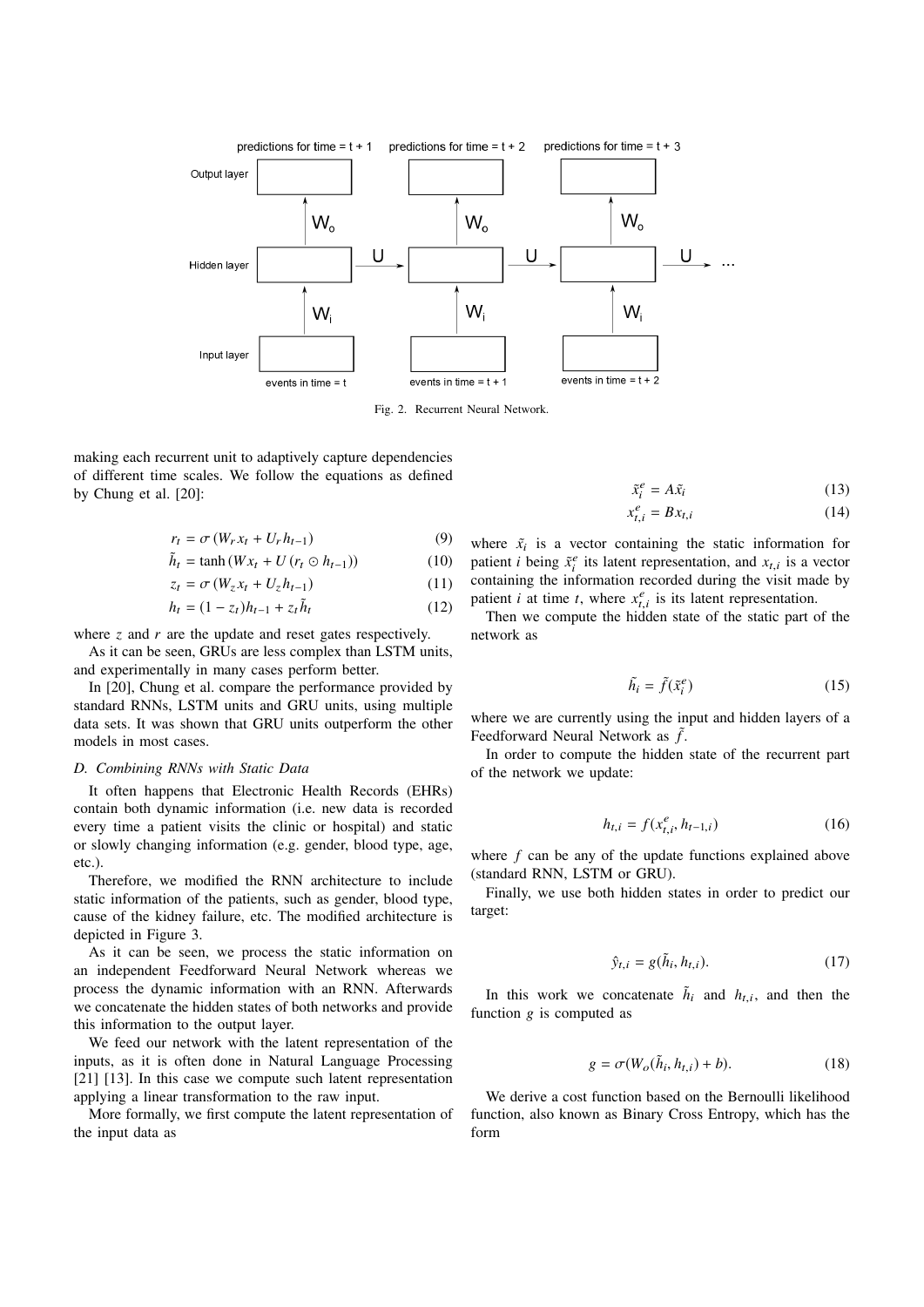Fig. 2. Recurrent Neural Network.

making each recurrent unit to adaptively capture dependencies of different time scales. We follow the equations as defined by Chung et al. [20]:

$$r_t = \sigma\left(W_r x_t + U_r h_{t-1}\right) \tag{9}$$

$$\tilde{h}_t = \tanh\left(W x_t + U\left(r_t \odot h_{t-1}\right)\right) \tag{10}$$

$$z_t = \sigma\left(W_z x_t + U_z h_{t-1}\right) \tag{11}$$

$$h_t = (1 - z_t) h_{t-1} + z_t \tilde{h}_t \tag{12}$$

where $z$ and $r$ are the update and reset gates respectively.

As it can be seen, GRUs are less complex than LSTM units, and experimentally in many cases perform better.

In [20], Chung et al. compare the performance provided by standard RNNs, LSTM units and GRU units, using multiple data sets. It was shown that GRU units outperform the other models in most cases.

### D. Combining RNNs with Static Data

It often happens that Electronic Health Records (EHRs) contain both dynamic information (i.e. new data is recorded every time a patient visits the clinic or hospital) and static or slowly changing information (e.g. gender, blood type, age, etc.).

Therefore, we modified the RNN architecture to include static information of the patients, such as gender, blood type, cause of the kidney failure, etc. The modified architecture is depicted in Figure 3.

As it can be seen, we process the static information on an independent Feedforward Neural Network whereas we process the dynamic information with an RNN. Afterwards we concatenate the hidden states of both networks and provide this information to the output layer.

We feed our network with the latent representation of the inputs, as it is often done in Natural Language Processing [21] [13]. In this case we compute such latent representation applying a linear transformation to the raw input.

More formally, we first compute the latent representation of the input data as

$$\tilde{x}_i^e = A\tilde{x}_i \tag{13}$$

$$x_{t,i}^e = B x_{t,i} \tag{14}$$

where $\tilde{x}_i$ is a vector containing the static information for patient $i$ being $\tilde{x}_i^e$ its latent representation, and $x_{t,i}$ is a vector containing the information recorded during the visit made by patient $i$ at time $t$, where $x_{t,i}^e$ is its latent representation.

Then we compute the hidden state of the static part of the network as

$$\tilde{h}_i = \tilde{f}(\tilde{x}_i^e) \tag{15}$$

where we are currently using the input and hidden layers of a Feedforward Neural Network as $\tilde{f}$.

In order to compute the hidden state of the recurrent part of the network we update:

$$h_{t,i} = f(x_{t,i}^e, h_{t-1,i}) \tag{16}$$

where $f$ can be any of the update functions explained above (standard RNN, LSTM or GRU).

Finally, we use both hidden states in order to predict our target:

$$\hat{y}_{t,i} = g(\tilde{h}_i, h_{t,i}). \tag{17}$$

In this work we concatenate $\tilde{h}_i$ and $h_{t,i}$, and then the function $g$ is computed as

$$g = \sigma(W_o(\tilde{h}_i, h_{t,i}) + b). \tag{18}$$

We derive a cost function based on the Bernoulli likelihood function, also known as Binary Cross Entropy, which has the form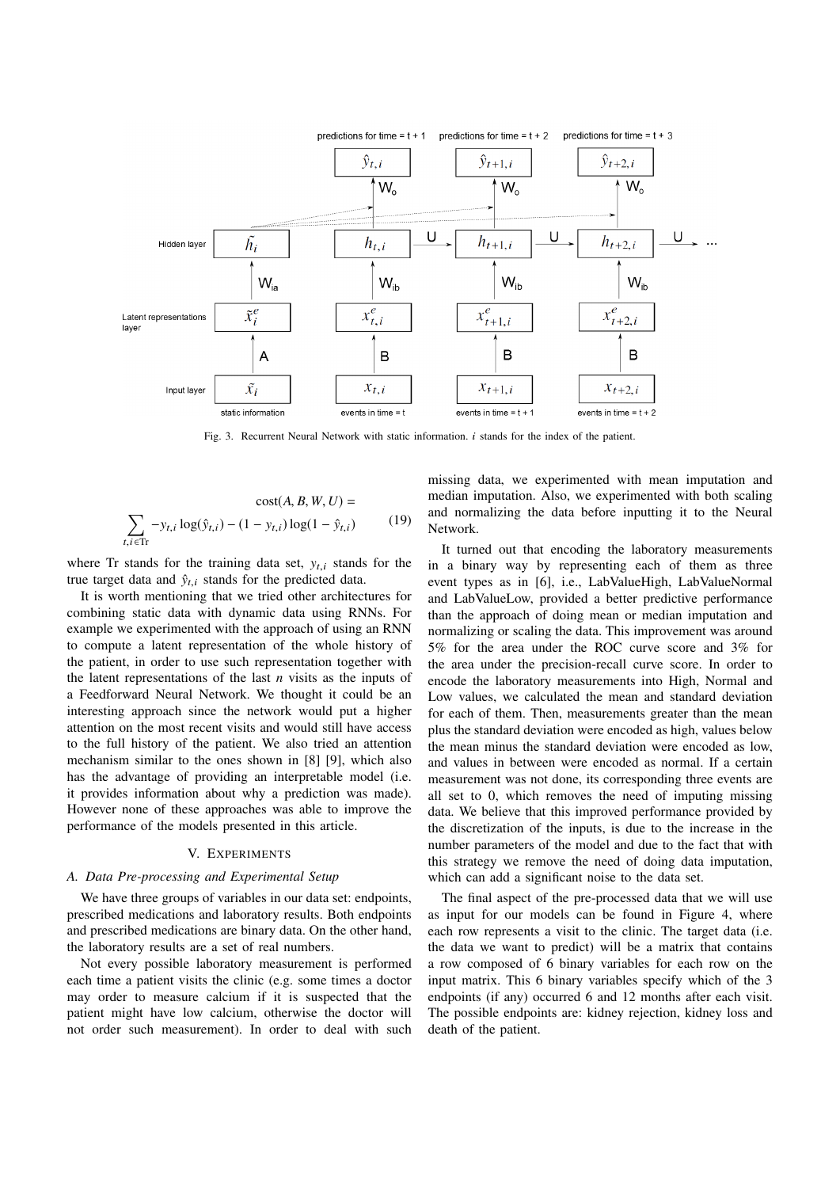Fig. 3. Recurrent Neural Network with static information. $i$ stands for the index of the patient.

$$\text{cost}(A, B, W, U) = \sum_{t,i \in \text{Tr}} -y_{t,i} \log(\hat{y}_{t,i}) - (1 - y_{t,i}) \log(1 - \hat{y}_{t,i}) \quad (19)$$

where Tr stands for the training data set, $y_{t,i}$ stands for the true target data and $\hat{y}_{t,i}$ stands for the predicted data.

It is worth mentioning that we tried other architectures for combining static data with dynamic data using RNNs. For example we experimented with the approach of using an RNN to compute a latent representation of the whole history of the patient, in order to use such representation together with the latent representations of the last $n$ visits as the inputs of a Feedforward Neural Network. We thought it could be an interesting approach since the network would put a higher attention on the most recent visits and would still have access to the full history of the patient. We also tried an attention mechanism similar to the ones shown in [8] [9], which also has the advantage of providing an interpretable model (i.e. it provides information about why a prediction was made). However none of these approaches was able to improve the performance of the models presented in this article.

## V. Experiments

### A. Data Pre-processing and Experimental Setup

We have three groups of variables in our data set: endpoints, prescribed medications and laboratory results. Both endpoints and prescribed medications are binary data. On the other hand, the laboratory results are a set of real numbers.

Not every possible laboratory measurement is performed each time a patient visits the clinic (e.g. some times a doctor may order to measure calcium if it is suspected that the patient might have low calcium, otherwise the doctor will not order such measurement). In order to deal with such missing data, we experimented with mean imputation and median imputation. Also, we experimented with both scaling and normalizing the data before inputting it to the Neural Network.

It turned out that encoding the laboratory measurements in a binary way by representing each of them as three event types as in [6], i.e., LabValueHigh, LabValueNormal and LabValueLow, provided a better predictive performance than the approach of doing mean or median imputation and normalizing or scaling the data. This improvement was around 5% for the area under the ROC curve score and 3% for the area under the precision-recall curve score. In order to encode the laboratory measurements into High, Normal and Low values, we calculated the mean and standard deviation for each of them. Then, measurements greater than the mean plus the standard deviation were encoded as high, values below the mean minus the standard deviation were encoded as low, and values in between were encoded as normal. If a certain measurement was not done, its corresponding three events are all set to 0, which removes the need of imputing missing data. We believe that this improved performance provided by the discretization of the inputs, is due to the increase in the number parameters of the model and due to the fact that with this strategy we remove the need of doing data imputation, which can add a significant noise to the data set.

The final aspect of the pre-processed data that we will use as input for our models can be found in Figure 4, where each row represents a visit to the clinic. The target data (i.e. the data we want to predict) will be a matrix that contains a row composed of 6 binary variables for each row on the input matrix. This 6 binary variables specify which of the 3 endpoints (if any) occurred 6 and 12 months after each visit. The possible endpoints are: kidney rejection, kidney loss and death of the patient.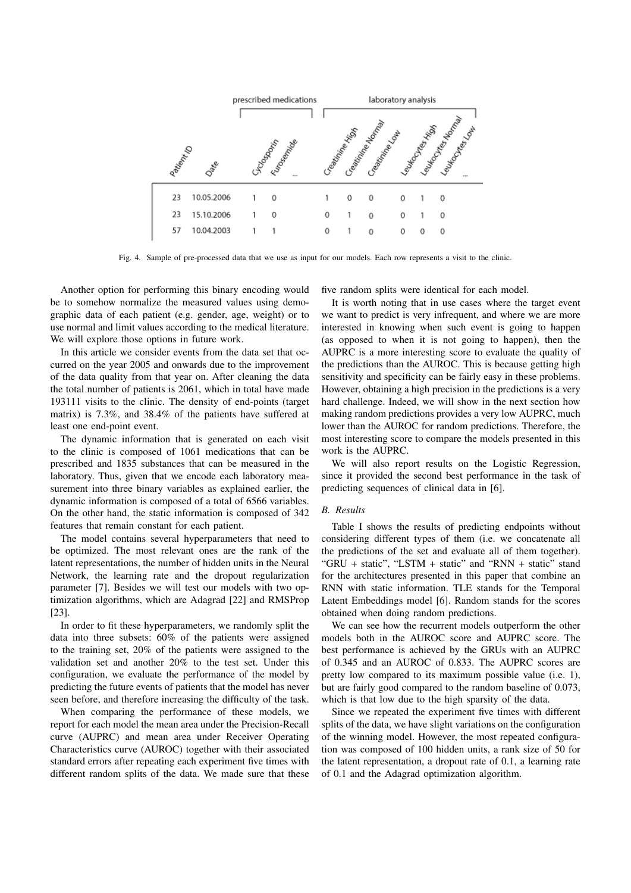| | | prescribed medications | | | laboratory analysis | | | | | | |
|---|---|---|---|---|---|---|---|---|---|---|---|
| Patient ID | Date | Cyclosporin | Furosemide | ... | Creatinine High | Creatinine Normal | Creatinine Low | Leukocytes High | Leukocytes Normal | Leukocytes Low | ... |
| 23 | 10.05.2006 | 1 | 0 | | 1 | 0 | 0 | 0 | 1 | 0 | |
| 23 | 15.10.2006 | 1 | 0 | | 0 | 1 | 0 | 0 | 1 | 0 | |
| 57 | 10.04.2003 | 1 | 1 | | 0 | 1 | 0 | 0 | 0 | 0 | |

Fig. 4. Sample of pre-processed data that we use as input for our models. Each row represents a visit to the clinic.

Another option for performing this binary encoding would be to somehow normalize the measured values using demographic data of each patient (e.g. gender, age, weight) or to use normal and limit values according to the medical literature. We will explore those options in future work.

In this article we consider events from the data set that occurred on the year 2005 and onwards due to the improvement of the data quality from that year on. After cleaning the data the total number of patients is 2061, which in total have made 193111 visits to the clinic. The density of end-points (target matrix) is 7.3%, and 38.4% of the patients have suffered at least one end-point event.

The dynamic information that is generated on each visit to the clinic is composed of 1061 medications that can be prescribed and 1835 substances that can be measured in the laboratory. Thus, given that we encode each laboratory measurement into three binary variables as explained earlier, the dynamic information is composed of a total of 6566 variables. On the other hand, the static information is composed of 342 features that remain constant for each patient.

The model contains several hyperparameters that need to be optimized. The most relevant ones are the rank of the latent representations, the number of hidden units in the Neural Network, the learning rate and the dropout regularization parameter [7]. Besides we will test our models with two optimization algorithms, which are Adagrad [22] and RMSProp [23].

In order to fit these hyperparameters, we randomly split the data into three subsets: 60% of the patients were assigned to the training set, 20% of the patients were assigned to the validation set and another 20% to the test set. Under this configuration, we evaluate the performance of the model by predicting the future events of patients that the model has never seen before, and therefore increasing the difficulty of the task.

When comparing the performance of these models, we report for each model the mean area under the Precision-Recall curve (AUPRC) and mean area under Receiver Operating Characteristics curve (AUROC) together with their associated standard errors after repeating each experiment five times with different random splits of the data. We made sure that these five random splits were identical for each model.

It is worth noting that in use cases where the target event we want to predict is very infrequent, and where we are more interested in knowing when such event is going to happen (as opposed to when it is not going to happen), then the AUPRC is a more interesting score to evaluate the quality of the predictions than the AUROC. This is because getting high sensitivity and specificity can be fairly easy in these problems. However, obtaining a high precision in the predictions is a very hard challenge. Indeed, we will show in the next section how making random predictions provides a very low AUPRC, much lower than the AUROC for random predictions. Therefore, the most interesting score to compare the models presented in this work is the AUPRC.

We will also report results on the Logistic Regression, since it provided the second best performance in the task of predicting sequences of clinical data in [6].

### *B. Results*

Table I shows the results of predicting endpoints without considering different types of them (i.e. we concatenate all the predictions of the set and evaluate all of them together). "GRU + static", "LSTM + static" and "RNN + static" stand for the architectures presented in this paper that combine an RNN with static information. TLE stands for the Temporal Latent Embeddings model [6]. Random stands for the scores obtained when doing random predictions.

We can see how the recurrent models outperform the other models both in the AUROC score and AUPRC score. The best performance is achieved by the GRUs with an AUPRC of 0.345 and an AUROC of 0.833. The AUPRC scores are pretty low compared to its maximum possible value (i.e. 1), but are fairly good compared to the random baseline of 0.073, which is that low due to the high sparsity of the data.

Since we repeated the experiment five times with different splits of the data, we have slight variations on the configuration of the winning model. However, the most repeated configuration was composed of 100 hidden units, a rank size of 50 for the latent representation, a dropout rate of 0.1, a learning rate of 0.1 and the Adagrad optimization algorithm.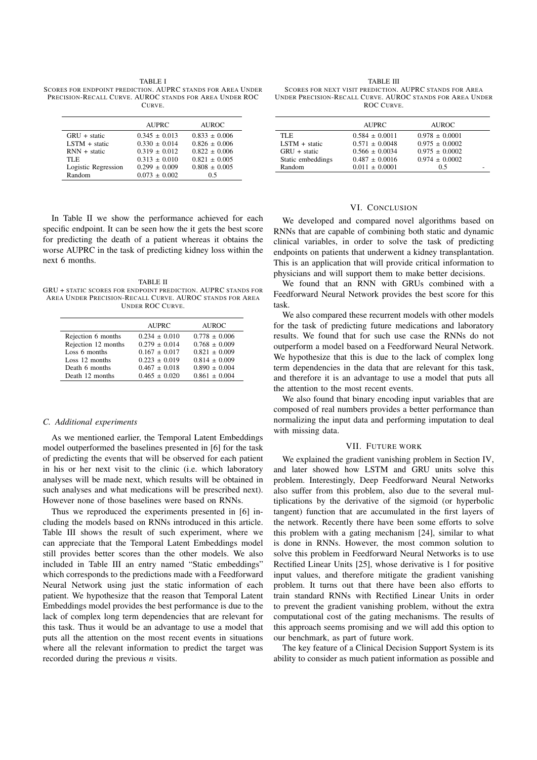TABLE I
SCORES FOR ENDPOINT PREDICTION. AUPRC STANDS FOR AREA UNDER PRECISION-RECALL CURVE. AUROC STANDS FOR AREA UNDER ROC CURVE.

| | AUPRC | AUROC |
|---|---|---|
| GRU + static | 0.345 ± 0.013 | 0.833 ± 0.006 |
| LSTM + static | 0.330 ± 0.014 | 0.826 ± 0.006 |
| RNN + static | 0.319 ± 0.012 | 0.822 ± 0.006 |
| TLE | 0.313 ± 0.010 | 0.821 ± 0.005 |
| Logistic Regression | 0.299 ± 0.009 | 0.808 ± 0.005 |
| Random | 0.073 ± 0.002 | 0.5 |

In Table II we show the performance achieved for each specific endpoint. It can be seen how the it gets the best score for predicting the death of a patient whereas it obtains the worse AUPRC in the task of predicting kidney loss within the next 6 months.

TABLE II
GRU + STATIC SCORES FOR ENDPOINT PREDICTION. AUPRC STANDS FOR AREA UNDER PRECISION-RECALL CURVE. AUROC STANDS FOR AREA UNDER ROC CURVE.

| | AUPRC | AUROC |
|---|---|---|
| Rejection 6 months | 0.234 ± 0.010 | 0.778 ± 0.006 |
| Rejection 12 months | 0.279 ± 0.014 | 0.768 ± 0.009 |
| Loss 6 months | 0.167 ± 0.017 | 0.821 ± 0.009 |
| Loss 12 months | 0.223 ± 0.019 | 0.814 ± 0.009 |
| Death 6 months | 0.467 ± 0.018 | 0.890 ± 0.004 |
| Death 12 months | 0.465 ± 0.020 | 0.861 ± 0.004 |

### C. Additional experiments

As we mentioned earlier, the Temporal Latent Embeddings model outperformed the baselines presented in [6] for the task of predicting the events that will be observed for each patient in his or her next visit to the clinic (i.e. which laboratory analyses will be made next, which results will be obtained in such analyses and what medications will be prescribed next). However none of those baselines were based on RNNs.

Thus we reproduced the experiments presented in [6] including the models based on RNNs introduced in this article. Table III shows the result of such experiment, where we can appreciate that the Temporal Latent Embeddings model still provides better scores than the other models. We also included in Table III an entry named "Static embeddings" which corresponds to the predictions made with a Feedforward Neural Network using just the static information of each patient. We hypothesize that the reason that Temporal Latent Embeddings model provides the best performance is due to the lack of complex long term dependencies that are relevant for this task. Thus it would be an advantage to use a model that puts all the attention on the most recent events in situations where all the relevant information to predict the target was recorded during the previous *n* visits.

TABLE III
SCORES FOR NEXT VISIT PREDICTION. AUPRC STANDS FOR AREA UNDER PRECISION-RECALL CURVE. AUROC STANDS FOR AREA UNDER ROC CURVE.

| | AUPRC | AUROC |
|---|---|---|
| TLE | 0.584 ± 0.0011 | 0.978 ± 0.0001 |
| LSTM + static | 0.571 ± 0.0048 | 0.975 ± 0.0002 |
| GRU + static | 0.566 ± 0.0034 | 0.975 ± 0.0002 |
| Static embeddings | 0.487 ± 0.0016 | 0.974 ± 0.0002 |
| Random | 0.011 ± 0.0001 | 0.5 |

## VI. CONCLUSION

We developed and compared novel algorithms based on RNNs that are capable of combining both static and dynamic clinical variables, in order to solve the task of predicting endpoints on patients that underwent a kidney transplantation. This is an application that will provide critical information to physicians and will support them to make better decisions.

We found that an RNN with GRUs combined with a Feedforward Neural Network provides the best score for this task.

We also compared these recurrent models with other models for the task of predicting future medications and laboratory results. We found that for such use case the RNNs do not outperform a model based on a Feedforward Neural Network. We hypothesize that this is due to the lack of complex long term dependencies in the data that are relevant for this task, and therefore it is an advantage to use a model that puts all the attention to the most recent events.

We also found that binary encoding input variables that are composed of real numbers provides a better performance than normalizing the input data and performing imputation to deal with missing data.

## VII. FUTURE WORK

We explained the gradient vanishing problem in Section IV, and later showed how LSTM and GRU units solve this problem. Interestingly, Deep Feedforward Neural Networks also suffer from this problem, also due to the several multiplications by the derivative of the sigmoid (or hyperbolic tangent) function that are accumulated in the first layers of the network. Recently there have been some efforts to solve this problem with a gating mechanism [24], similar to what is done in RNNs. However, the most common solution to solve this problem in Feedforward Neural Networks is to use Rectified Linear Units [25], whose derivative is 1 for positive input values, and therefore mitigate the gradient vanishing problem. It turns out that there have been also efforts to train standard RNNs with Rectified Linear Units in order to prevent the gradient vanishing problem, without the extra computational cost of the gating mechanisms. The results of this approach seems promising and we will add this option to our benchmark, as part of future work.

The key feature of a Clinical Decision Support System is its ability to consider as much patient information as possible and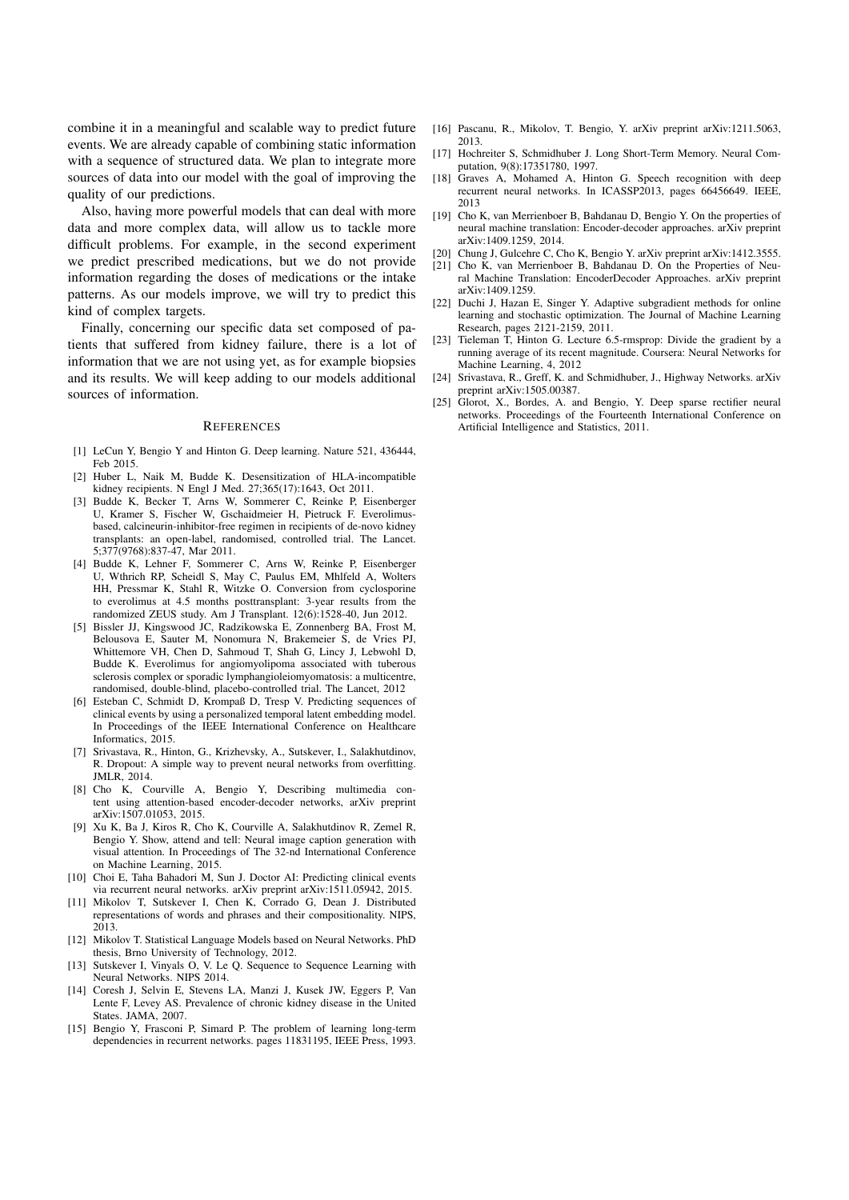combine it in a meaningful and scalable way to predict future events. We are already capable of combining static information with a sequence of structured data. We plan to integrate more sources of data into our model with the goal of improving the quality of our predictions.

Also, having more powerful models that can deal with more data and more complex data, will allow us to tackle more difficult problems. For example, in the second experiment we predict prescribed medications, but we do not provide information regarding the doses of medications or the intake patterns. As our models improve, we will try to predict this kind of complex targets.

Finally, concerning our specific data set composed of patients that suffered from kidney failure, there is a lot of information that we are not using yet, as for example biopsies and its results. We will keep adding to our models additional sources of information.

## REFERENCES

[1] LeCun Y, Bengio Y and Hinton G. Deep learning. Nature 521, 436444, Feb 2015.

[2] Huber L, Naik M, Budde K. Desensitization of HLA-incompatible kidney recipients. N Engl J Med. 27;365(17):1643, Oct 2011.

[3] Budde K, Becker T, Arns W, Sommerer C, Reinke P, Eisenberger U, Kramer S, Fischer W, Gschaidmeier H, Pietruck F. Everolimus-based, calcineurin-inhibitor-free regimen in recipients of de-novo kidney transplants: an open-label, randomised, controlled trial. The Lancet. 5;377(9768):837-47, Mar 2011.

[4] Budde K, Lehner F, Sommerer C, Arns W, Reinke P, Eisenberger U, Wthrich RP, Scheidl S, May C, Paulus EM, Mhlfeld A, Wolters HH, Pressmar K, Stahl R, Witzke O. Conversion from cyclosporine to everolimus at 4.5 months posttransplant: 3-year results from the randomized ZEUS study. Am J Transplant. 12(6):1528-40, Jun 2012.

[5] Bissler JJ, Kingswood JC, Radzikowska E, Zonnenberg BA, Frost M, Belousova E, Sauter M, Nonomura N, Brakemeier S, de Vries PJ, Whittemore VH, Chen D, Sahmoud T, Shah G, Lincy J, Lebwohl D, Budde K. Everolimus for angiomyolipoma associated with tuberous sclerosis complex or sporadic lymphangioleiomyomatosis: a multicentre, randomised, double-blind, placebo-controlled trial. The Lancet, 2012

[6] Esteban C, Schmidt D, Krompaß D, Tresp V. Predicting sequences of clinical events by using a personalized temporal latent embedding model. In Proceedings of the IEEE International Conference on Healthcare Informatics, 2015.

[7] Srivastava, R., Hinton, G., Krizhevsky, A., Sutskever, I., Salakhutdinov, R. Dropout: A simple way to prevent neural networks from overfitting. JMLR, 2014.

[8] Cho K, Courville A, Bengio Y, Describing multimedia content using attention-based encoder-decoder networks, arXiv preprint arXiv:1507.01053, 2015.

[9] Xu K, Ba J, Kiros R, Cho K, Courville A, Salakhutdinov R, Zemel R, Bengio Y. Show, attend and tell: Neural image caption generation with visual attention. In Proceedings of The 32-nd International Conference on Machine Learning, 2015.

[10] Choi E, Taha Bahadori M, Sun J. Doctor AI: Predicting clinical events via recurrent neural networks. arXiv preprint arXiv:1511.05942, 2015.

[11] Mikolov T, Sutskever I, Chen K, Corrado G, Dean J. Distributed representations of words and phrases and their compositionality. NIPS, 2013.

[12] Mikolov T. Statistical Language Models based on Neural Networks. PhD thesis, Brno University of Technology, 2012.

[13] Sutskever I, Vinyals O, V. Le Q. Sequence to Sequence Learning with Neural Networks. NIPS 2014.

[14] Coresh J, Selvin E, Stevens LA, Manzi J, Kusek JW, Eggers P, Van Lente F, Levey AS. Prevalence of chronic kidney disease in the United States. JAMA, 2007.

[15] Bengio Y, Frasconi P, Simard P. The problem of learning long-term dependencies in recurrent networks. pages 11831195, IEEE Press, 1993.

[16] Pascanu, R., Mikolov, T. Bengio, Y. arXiv preprint arXiv:1211.5063, 2013.

[17] Hochreiter S, Schmidhuber J. Long Short-Term Memory. Neural Computation, 9(8):17351780, 1997.

[18] Graves A, Mohamed A, Hinton G. Speech recognition with deep recurrent neural networks. In ICASSP2013, pages 66456649. IEEE, 2013

[19] Cho K, van Merrienboer B, Bahdanau D, Bengio Y. On the properties of neural machine translation: Encoder-decoder approaches. arXiv preprint arXiv:1409.1259, 2014.

[20] Chung J, Gulcehre C, Cho K, Bengio Y. arXiv preprint arXiv:1412.3555.

[21] Cho K, van Merrienboer B, Bahdanau D. On the Properties of Neural Machine Translation: EncoderDecoder Approaches. arXiv preprint arXiv:1409.1259.

[22] Duchi J, Hazan E, Singer Y. Adaptive subgradient methods for online learning and stochastic optimization. The Journal of Machine Learning Research, pages 2121-2159, 2011.

[23] Tieleman T, Hinton G. Lecture 6.5-rmsprop: Divide the gradient by a running average of its recent magnitude. Coursera: Neural Networks for Machine Learning, 4, 2012

[24] Srivastava, R., Greff, K. and Schmidhuber, J., Highway Networks. arXiv preprint arXiv:1505.00387.

[25] Glorot, X., Bordes, A. and Bengio, Y. Deep sparse rectifier neural networks. Proceedings of the Fourteenth International Conference on Artificial Intelligence and Statistics, 2011.